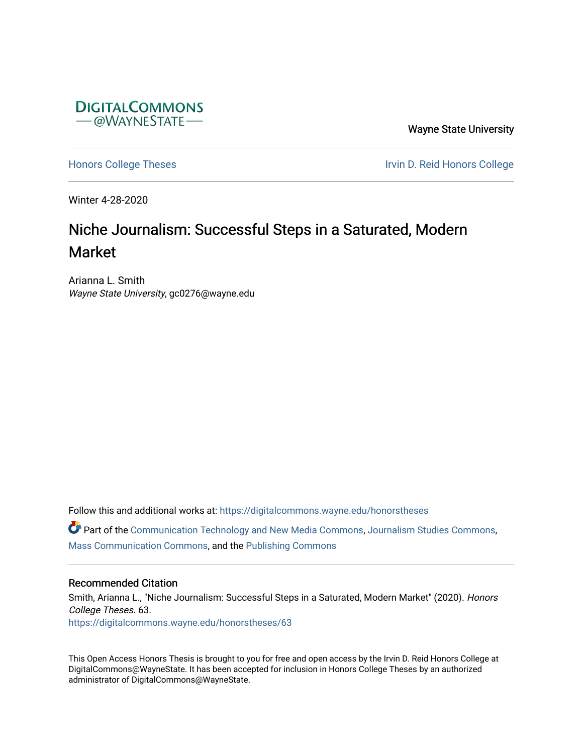DIGITALCOMMONS
— @WAYNESTATE —

Wayne State University

Honors College Theses

Irvin D. Reid Honors College

Winter 4-28-2020

# Niche Journalism: Successful Steps in a Saturated, Modern Market

Arianna L. Smith
*Wayne State University*, gc0276@wayne.edu

Follow this and additional works at: https://digitalcommons.wayne.edu/honorstheses

Part of the Communication Technology and New Media Commons, Journalism Studies Commons, Mass Communication Commons, and the Publishing Commons

## Recommended Citation

Smith, Arianna L., "Niche Journalism: Successful Steps in a Saturated, Modern Market" (2020). *Honors College Theses*. 63.
https://digitalcommons.wayne.edu/honorstheses/63

This Open Access Honors Thesis is brought to you for free and open access by the Irvin D. Reid Honors College at DigitalCommons@WayneState. It has been accepted for inclusion in Honors College Theses by an authorized administrator of DigitalCommons@WayneState.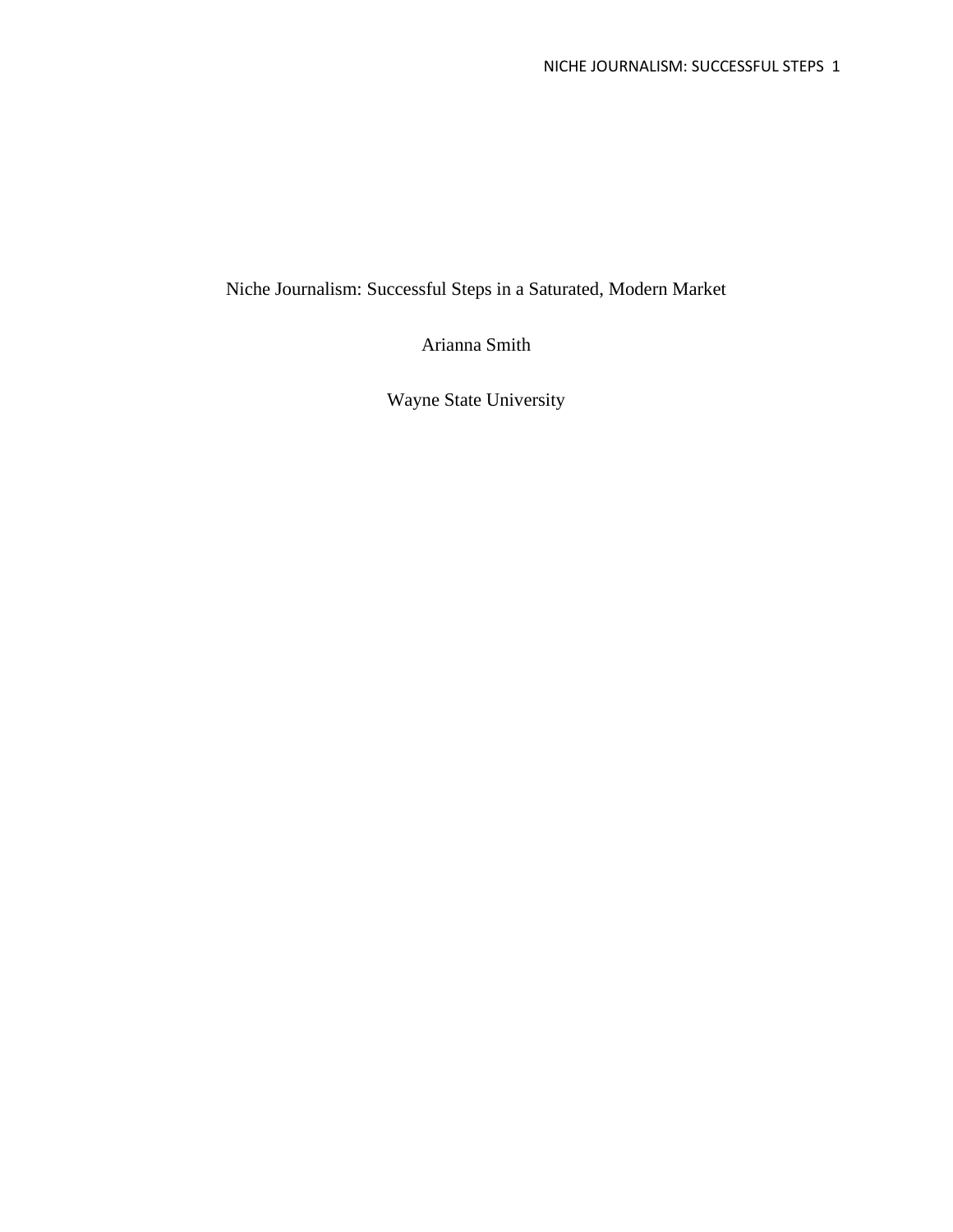Niche Journalism: Successful Steps in a Saturated, Modern Market

Arianna Smith

Wayne State University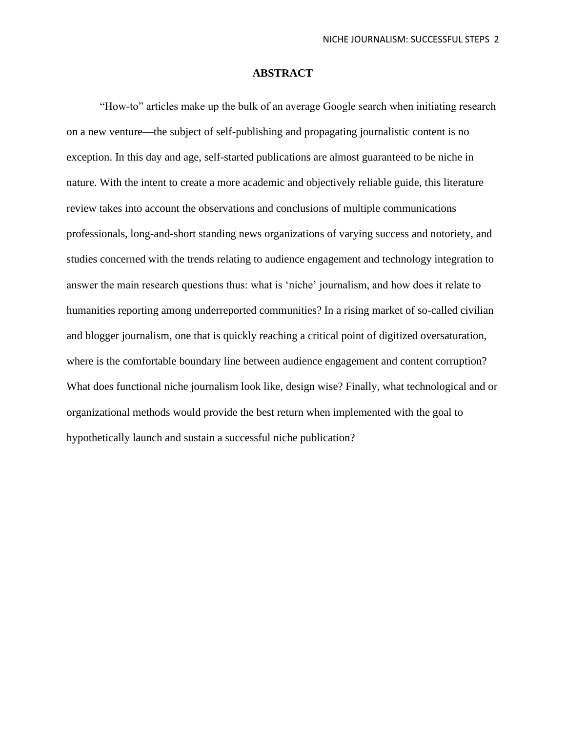## ABSTRACT

"How-to" articles make up the bulk of an average Google search when initiating research on a new venture—the subject of self-publishing and propagating journalistic content is no exception. In this day and age, self-started publications are almost guaranteed to be niche in nature. With the intent to create a more academic and objectively reliable guide, this literature review takes into account the observations and conclusions of multiple communications professionals, long-and-short standing news organizations of varying success and notoriety, and studies concerned with the trends relating to audience engagement and technology integration to answer the main research questions thus: what is 'niche' journalism, and how does it relate to humanities reporting among underreported communities? In a rising market of so-called civilian and blogger journalism, one that is quickly reaching a critical point of digitized oversaturation, where is the comfortable boundary line between audience engagement and content corruption? What does functional niche journalism look like, design wise? Finally, what technological and or organizational methods would provide the best return when implemented with the goal to hypothetically launch and sustain a successful niche publication?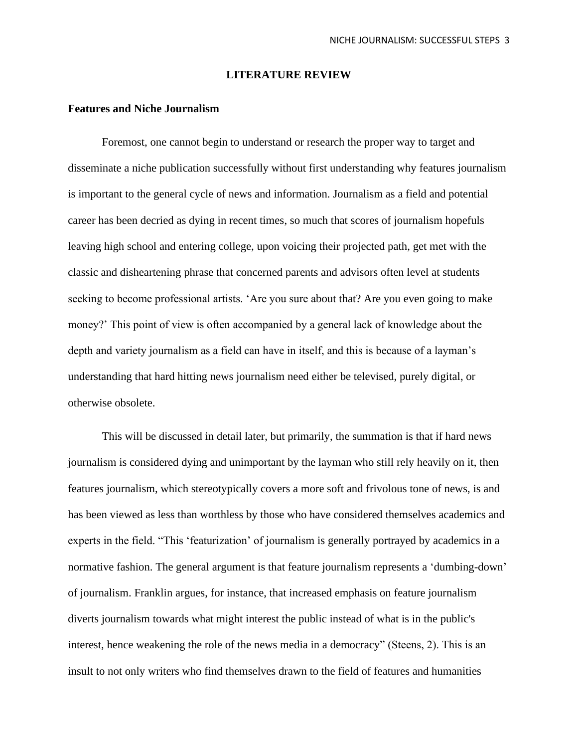## LITERATURE REVIEW

### Features and Niche Journalism

Foremost, one cannot begin to understand or research the proper way to target and disseminate a niche publication successfully without first understanding why features journalism is important to the general cycle of news and information. Journalism as a field and potential career has been decried as dying in recent times, so much that scores of journalism hopefuls leaving high school and entering college, upon voicing their projected path, get met with the classic and disheartening phrase that concerned parents and advisors often level at students seeking to become professional artists. 'Are you sure about that? Are you even going to make money?' This point of view is often accompanied by a general lack of knowledge about the depth and variety journalism as a field can have in itself, and this is because of a layman's understanding that hard hitting news journalism need either be televised, purely digital, or otherwise obsolete.

This will be discussed in detail later, but primarily, the summation is that if hard news journalism is considered dying and unimportant by the layman who still rely heavily on it, then features journalism, which stereotypically covers a more soft and frivolous tone of news, is and has been viewed as less than worthless by those who have considered themselves academics and experts in the field. "This 'featurization' of journalism is generally portrayed by academics in a normative fashion. The general argument is that feature journalism represents a 'dumbing-down' of journalism. Franklin argues, for instance, that increased emphasis on feature journalism diverts journalism towards what might interest the public instead of what is in the public's interest, hence weakening the role of the news media in a democracy" (Steens, 2). This is an insult to not only writers who find themselves drawn to the field of features and humanities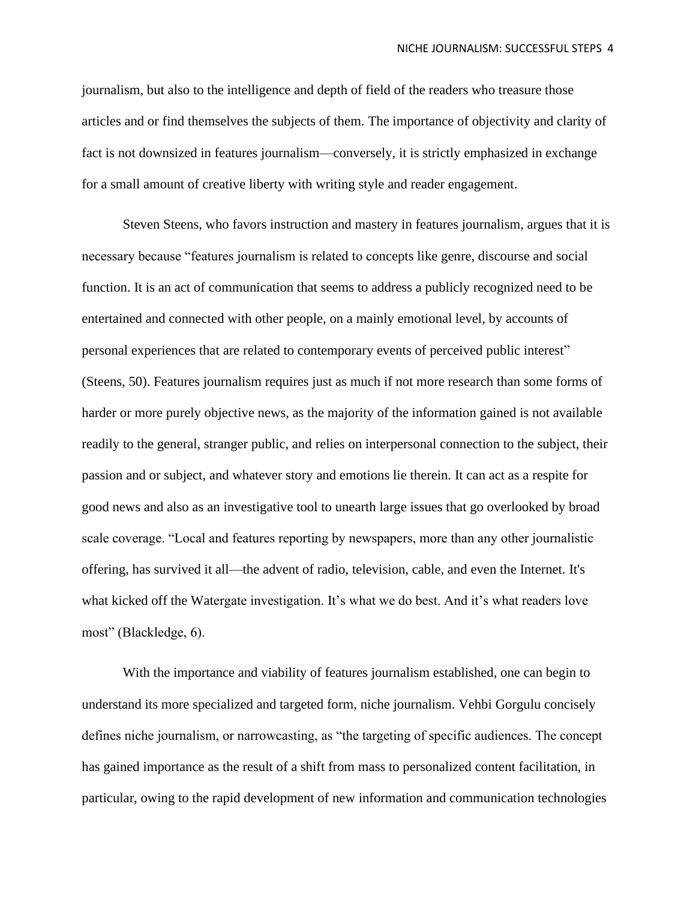journalism, but also to the intelligence and depth of field of the readers who treasure those articles and or find themselves the subjects of them. The importance of objectivity and clarity of fact is not downsized in features journalism—conversely, it is strictly emphasized in exchange for a small amount of creative liberty with writing style and reader engagement.

Steven Steens, who favors instruction and mastery in features journalism, argues that it is necessary because "features journalism is related to concepts like genre, discourse and social function. It is an act of communication that seems to address a publicly recognized need to be entertained and connected with other people, on a mainly emotional level, by accounts of personal experiences that are related to contemporary events of perceived public interest" (Steens, 50). Features journalism requires just as much if not more research than some forms of harder or more purely objective news, as the majority of the information gained is not available readily to the general, stranger public, and relies on interpersonal connection to the subject, their passion and or subject, and whatever story and emotions lie therein. It can act as a respite for good news and also as an investigative tool to unearth large issues that go overlooked by broad scale coverage. "Local and features reporting by newspapers, more than any other journalistic offering, has survived it all—the advent of radio, television, cable, and even the Internet. It's what kicked off the Watergate investigation. It's what we do best. And it's what readers love most" (Blackledge, 6).

With the importance and viability of features journalism established, one can begin to understand its more specialized and targeted form, niche journalism. Vehbi Gorgulu concisely defines niche journalism, or narrowcasting, as "the targeting of specific audiences. The concept has gained importance as the result of a shift from mass to personalized content facilitation, in particular, owing to the rapid development of new information and communication technologies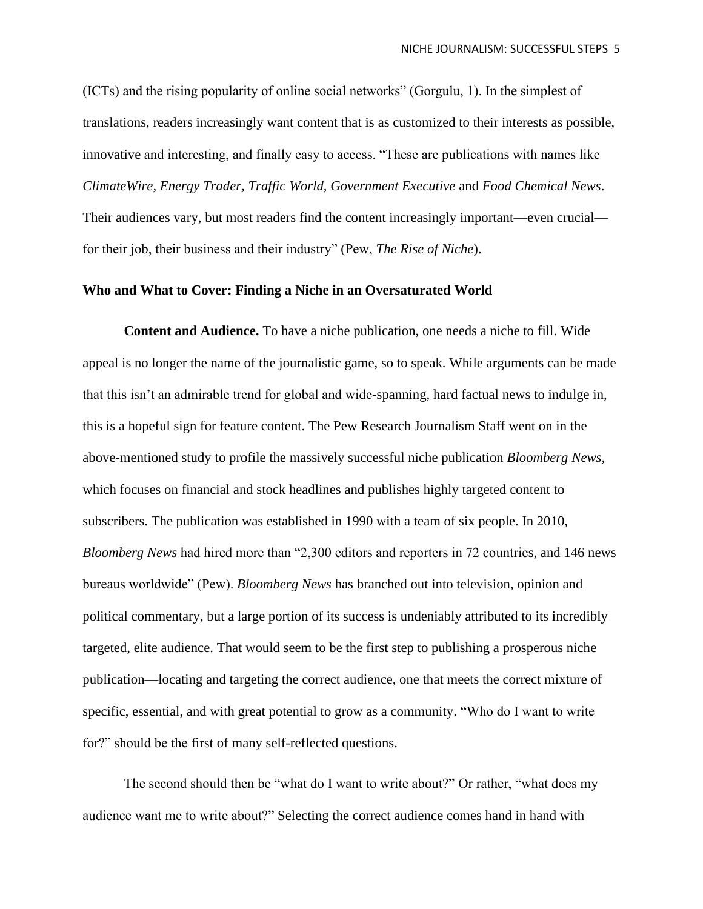(ICTs) and the rising popularity of online social networks" (Gorgulu, 1). In the simplest of translations, readers increasingly want content that is as customized to their interests as possible, innovative and interesting, and finally easy to access. "These are publications with names like *ClimateWire, Energy Trader, Traffic World, Government Executive* and *Food Chemical News*. Their audiences vary, but most readers find the content increasingly important—even crucial—for their job, their business and their industry" (Pew, *The Rise of Niche*).

**Who and What to Cover: Finding a Niche in an Oversaturated World**

**Content and Audience.** To have a niche publication, one needs a niche to fill. Wide appeal is no longer the name of the journalistic game, so to speak. While arguments can be made that this isn't an admirable trend for global and wide-spanning, hard factual news to indulge in, this is a hopeful sign for feature content. The Pew Research Journalism Staff went on in the above-mentioned study to profile the massively successful niche publication *Bloomberg News*, which focuses on financial and stock headlines and publishes highly targeted content to subscribers. The publication was established in 1990 with a team of six people. In 2010, *Bloomberg News* had hired more than "2,300 editors and reporters in 72 countries, and 146 news bureaus worldwide" (Pew). *Bloomberg News* has branched out into television, opinion and political commentary, but a large portion of its success is undeniably attributed to its incredibly targeted, elite audience. That would seem to be the first step to publishing a prosperous niche publication—locating and targeting the correct audience, one that meets the correct mixture of specific, essential, and with great potential to grow as a community. "Who do I want to write for?" should be the first of many self-reflected questions.

The second should then be "what do I want to write about?" Or rather, "what does my audience want me to write about?" Selecting the correct audience comes hand in hand with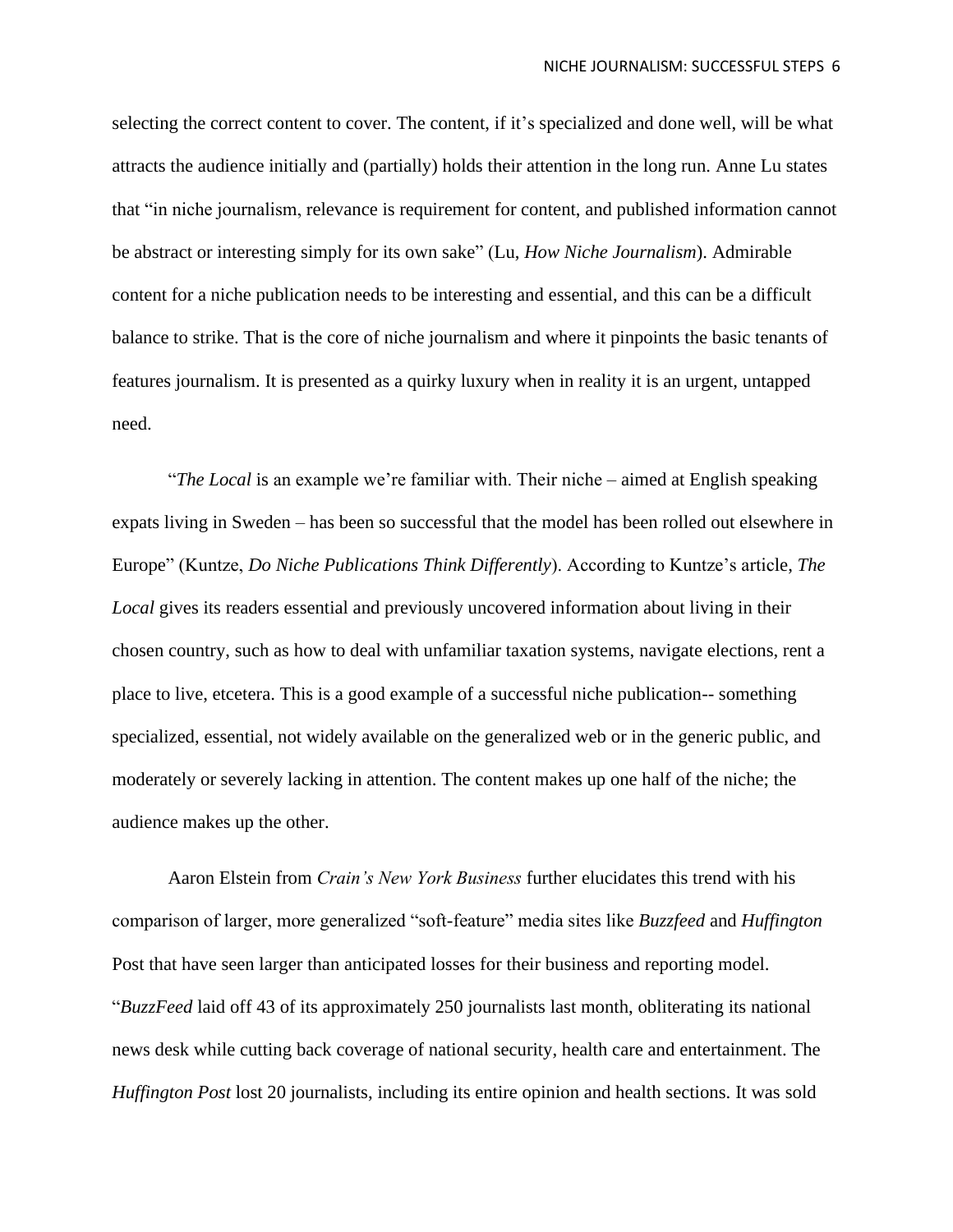selecting the correct content to cover. The content, if it's specialized and done well, will be what attracts the audience initially and (partially) holds their attention in the long run. Anne Lu states that "in niche journalism, relevance is requirement for content, and published information cannot be abstract or interesting simply for its own sake" (Lu, *How Niche Journalism*). Admirable content for a niche publication needs to be interesting and essential, and this can be a difficult balance to strike. That is the core of niche journalism and where it pinpoints the basic tenants of features journalism. It is presented as a quirky luxury when in reality it is an urgent, untapped need.

"*The Local* is an example we're familiar with. Their niche – aimed at English speaking expats living in Sweden – has been so successful that the model has been rolled out elsewhere in Europe" (Kuntze, *Do Niche Publications Think Differently*). According to Kuntze's article, *The Local* gives its readers essential and previously uncovered information about living in their chosen country, such as how to deal with unfamiliar taxation systems, navigate elections, rent a place to live, etcetera. This is a good example of a successful niche publication-- something specialized, essential, not widely available on the generalized web or in the generic public, and moderately or severely lacking in attention. The content makes up one half of the niche; the audience makes up the other.

Aaron Elstein from *Crain's New York Business* further elucidates this trend with his comparison of larger, more generalized "soft-feature" media sites like *Buzzfeed* and *Huffington* Post that have seen larger than anticipated losses for their business and reporting model. "*BuzzFeed* laid off 43 of its approximately 250 journalists last month, obliterating its national news desk while cutting back coverage of national security, health care and entertainment. The *Huffington Post* lost 20 journalists, including its entire opinion and health sections. It was sold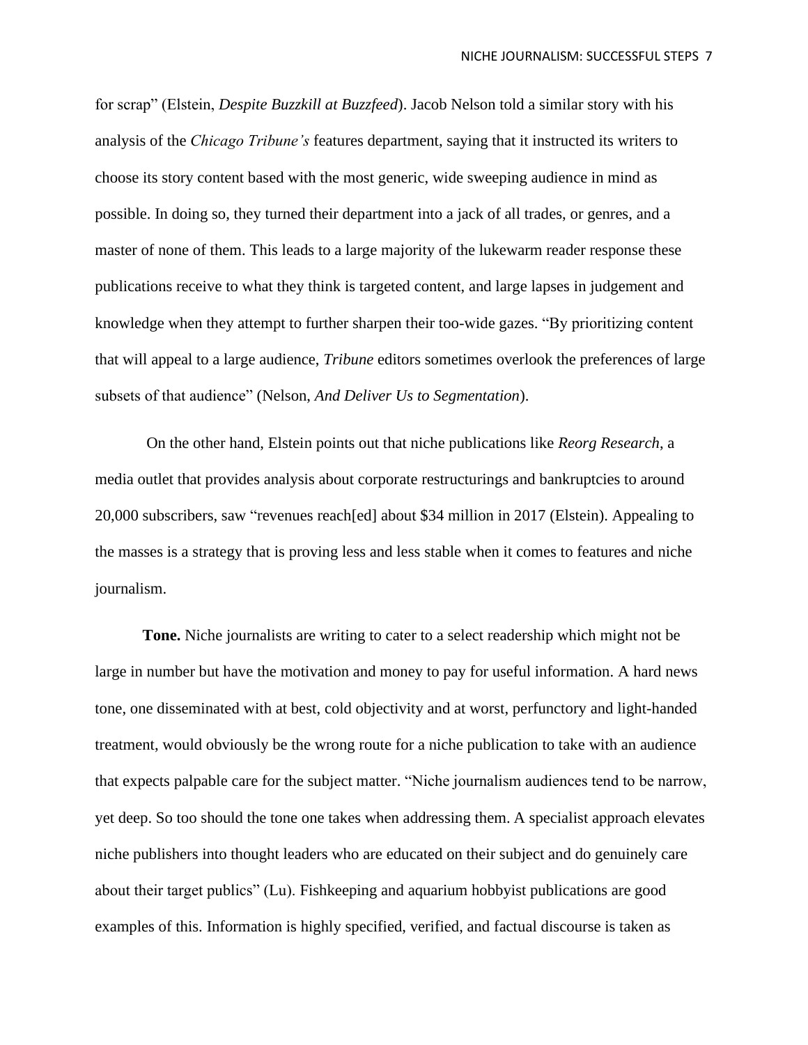for scrap" (Elstein, *Despite Buzzkill at Buzzfeed*). Jacob Nelson told a similar story with his analysis of the *Chicago Tribune's* features department, saying that it instructed its writers to choose its story content based with the most generic, wide sweeping audience in mind as possible. In doing so, they turned their department into a jack of all trades, or genres, and a master of none of them. This leads to a large majority of the lukewarm reader response these publications receive to what they think is targeted content, and large lapses in judgement and knowledge when they attempt to further sharpen their too-wide gazes. "By prioritizing content that will appeal to a large audience, *Tribune* editors sometimes overlook the preferences of large subsets of that audience" (Nelson, *And Deliver Us to Segmentation*).

On the other hand, Elstein points out that niche publications like *Reorg Research*, a media outlet that provides analysis about corporate restructurings and bankruptcies to around 20,000 subscribers, saw "revenues reach[ed] about $34 million in 2017 (Elstein). Appealing to the masses is a strategy that is proving less and less stable when it comes to features and niche journalism.

**Tone.** Niche journalists are writing to cater to a select readership which might not be large in number but have the motivation and money to pay for useful information. A hard news tone, one disseminated with at best, cold objectivity and at worst, perfunctory and light-handed treatment, would obviously be the wrong route for a niche publication to take with an audience that expects palpable care for the subject matter. "Niche journalism audiences tend to be narrow, yet deep. So too should the tone one takes when addressing them. A specialist approach elevates niche publishers into thought leaders who are educated on their subject and do genuinely care about their target publics" (Lu). Fishkeeping and aquarium hobbyist publications are good examples of this. Information is highly specified, verified, and factual discourse is taken as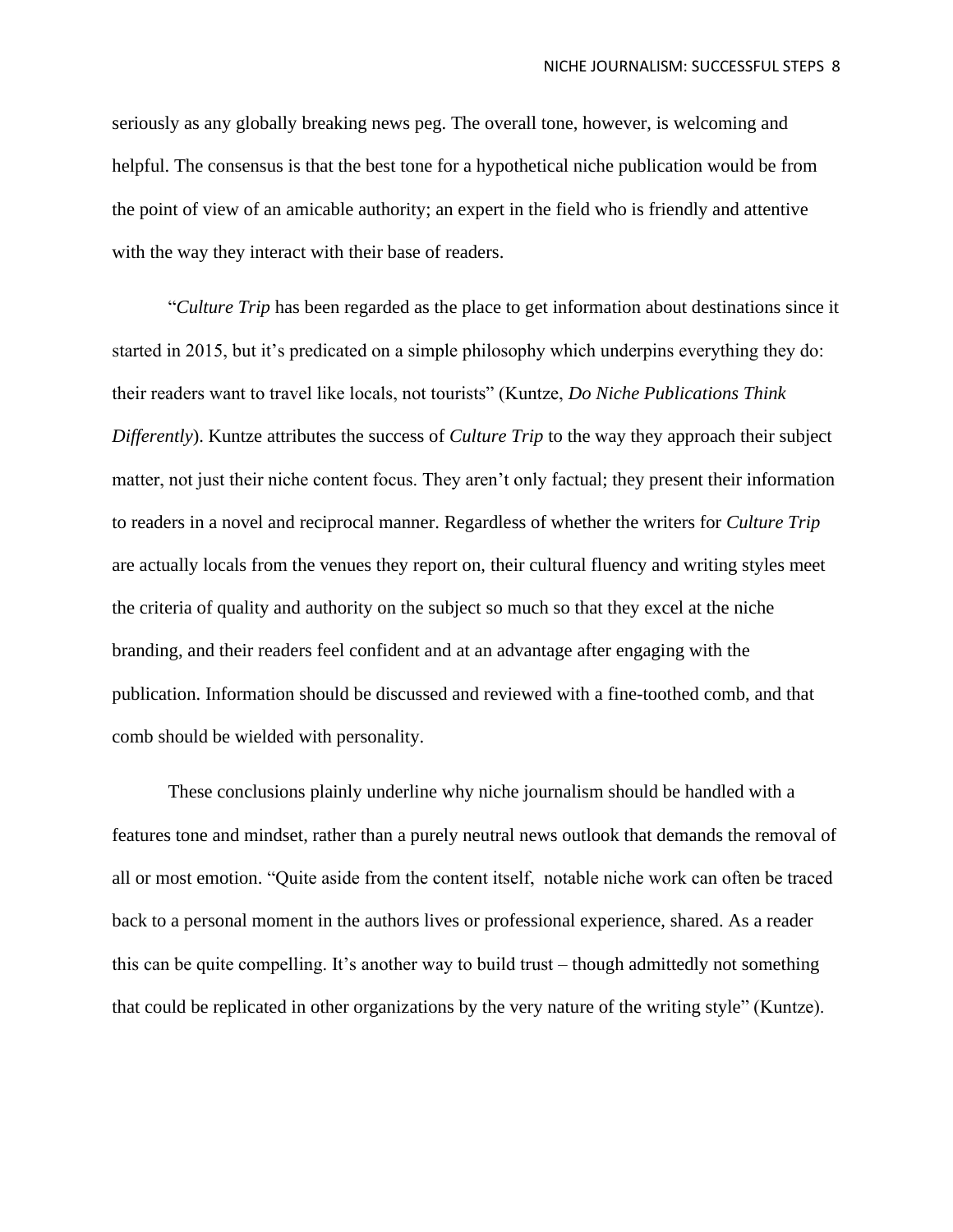seriously as any globally breaking news peg. The overall tone, however, is welcoming and helpful. The consensus is that the best tone for a hypothetical niche publication would be from the point of view of an amicable authority; an expert in the field who is friendly and attentive with the way they interact with their base of readers.

"*Culture Trip* has been regarded as the place to get information about destinations since it started in 2015, but it's predicated on a simple philosophy which underpins everything they do: their readers want to travel like locals, not tourists" (Kuntze, *Do Niche Publications Think Differently*). Kuntze attributes the success of *Culture Trip* to the way they approach their subject matter, not just their niche content focus. They aren't only factual; they present their information to readers in a novel and reciprocal manner. Regardless of whether the writers for *Culture Trip* are actually locals from the venues they report on, their cultural fluency and writing styles meet the criteria of quality and authority on the subject so much so that they excel at the niche branding, and their readers feel confident and at an advantage after engaging with the publication. Information should be discussed and reviewed with a fine-toothed comb, and that comb should be wielded with personality.

These conclusions plainly underline why niche journalism should be handled with a features tone and mindset, rather than a purely neutral news outlook that demands the removal of all or most emotion. "Quite aside from the content itself, notable niche work can often be traced back to a personal moment in the authors lives or professional experience, shared. As a reader this can be quite compelling. It's another way to build trust – though admittedly not something that could be replicated in other organizations by the very nature of the writing style" (Kuntze).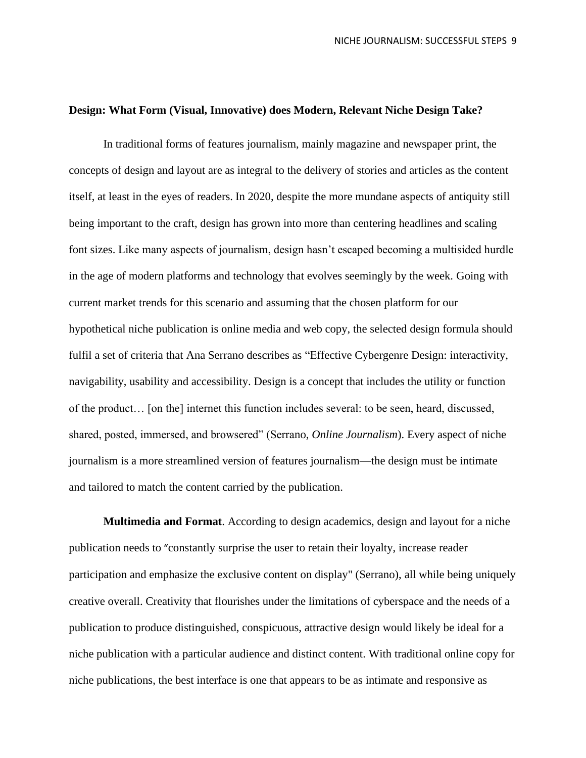**Design: What Form (Visual, Innovative) does Modern, Relevant Niche Design Take?**

In traditional forms of features journalism, mainly magazine and newspaper print, the concepts of design and layout are as integral to the delivery of stories and articles as the content itself, at least in the eyes of readers. In 2020, despite the more mundane aspects of antiquity still being important to the craft, design has grown into more than centering headlines and scaling font sizes. Like many aspects of journalism, design hasn't escaped becoming a multisided hurdle in the age of modern platforms and technology that evolves seemingly by the week. Going with current market trends for this scenario and assuming that the chosen platform for our hypothetical niche publication is online media and web copy, the selected design formula should fulfil a set of criteria that Ana Serrano describes as "Effective Cybergenre Design: interactivity, navigability, usability and accessibility. Design is a concept that includes the utility or function of the product… [on the] internet this function includes several: to be seen, heard, discussed, shared, posted, immersed, and browsered" (Serrano, *Online Journalism*). Every aspect of niche journalism is a more streamlined version of features journalism—the design must be intimate and tailored to match the content carried by the publication.

**Multimedia and Format**. According to design academics, design and layout for a niche publication needs to "constantly surprise the user to retain their loyalty, increase reader participation and emphasize the exclusive content on display" (Serrano), all while being uniquely creative overall. Creativity that flourishes under the limitations of cyberspace and the needs of a publication to produce distinguished, conspicuous, attractive design would likely be ideal for a niche publication with a particular audience and distinct content. With traditional online copy for niche publications, the best interface is one that appears to be as intimate and responsive as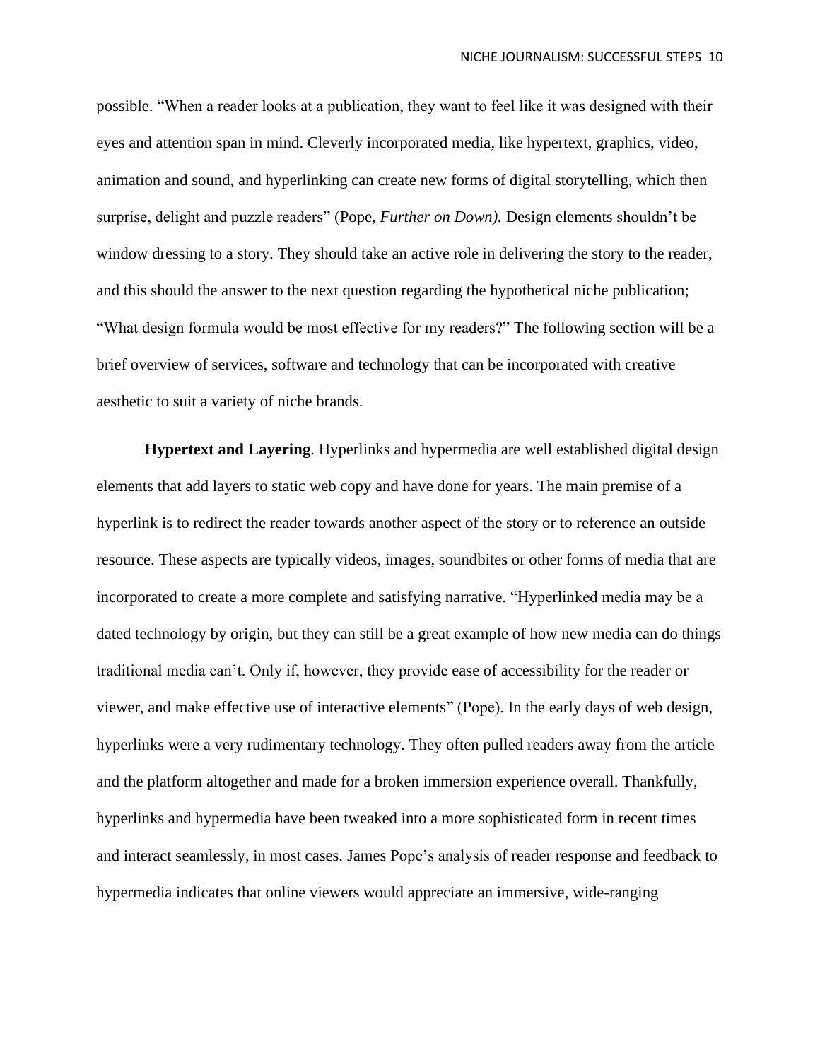possible. “When a reader looks at a publication, they want to feel like it was designed with their eyes and attention span in mind. Cleverly incorporated media, like hypertext, graphics, video, animation and sound, and hyperlinking can create new forms of digital storytelling, which then surprise, delight and puzzle readers” (Pope, *Further on Down).* Design elements shouldn’t be window dressing to a story. They should take an active role in delivering the story to the reader, and this should the answer to the next question regarding the hypothetical niche publication; “What design formula would be most effective for my readers?” The following section will be a brief overview of services, software and technology that can be incorporated with creative aesthetic to suit a variety of niche brands.

**Hypertext and Layering**. Hyperlinks and hypermedia are well established digital design elements that add layers to static web copy and have done for years. The main premise of a hyperlink is to redirect the reader towards another aspect of the story or to reference an outside resource. These aspects are typically videos, images, soundbites or other forms of media that are incorporated to create a more complete and satisfying narrative. “Hyperlinked media may be a dated technology by origin, but they can still be a great example of how new media can do things traditional media can’t. Only if, however, they provide ease of accessibility for the reader or viewer, and make effective use of interactive elements” (Pope). In the early days of web design, hyperlinks were a very rudimentary technology. They often pulled readers away from the article and the platform altogether and made for a broken immersion experience overall. Thankfully, hyperlinks and hypermedia have been tweaked into a more sophisticated form in recent times and interact seamlessly, in most cases. James Pope’s analysis of reader response and feedback to hypermedia indicates that online viewers would appreciate an immersive, wide-ranging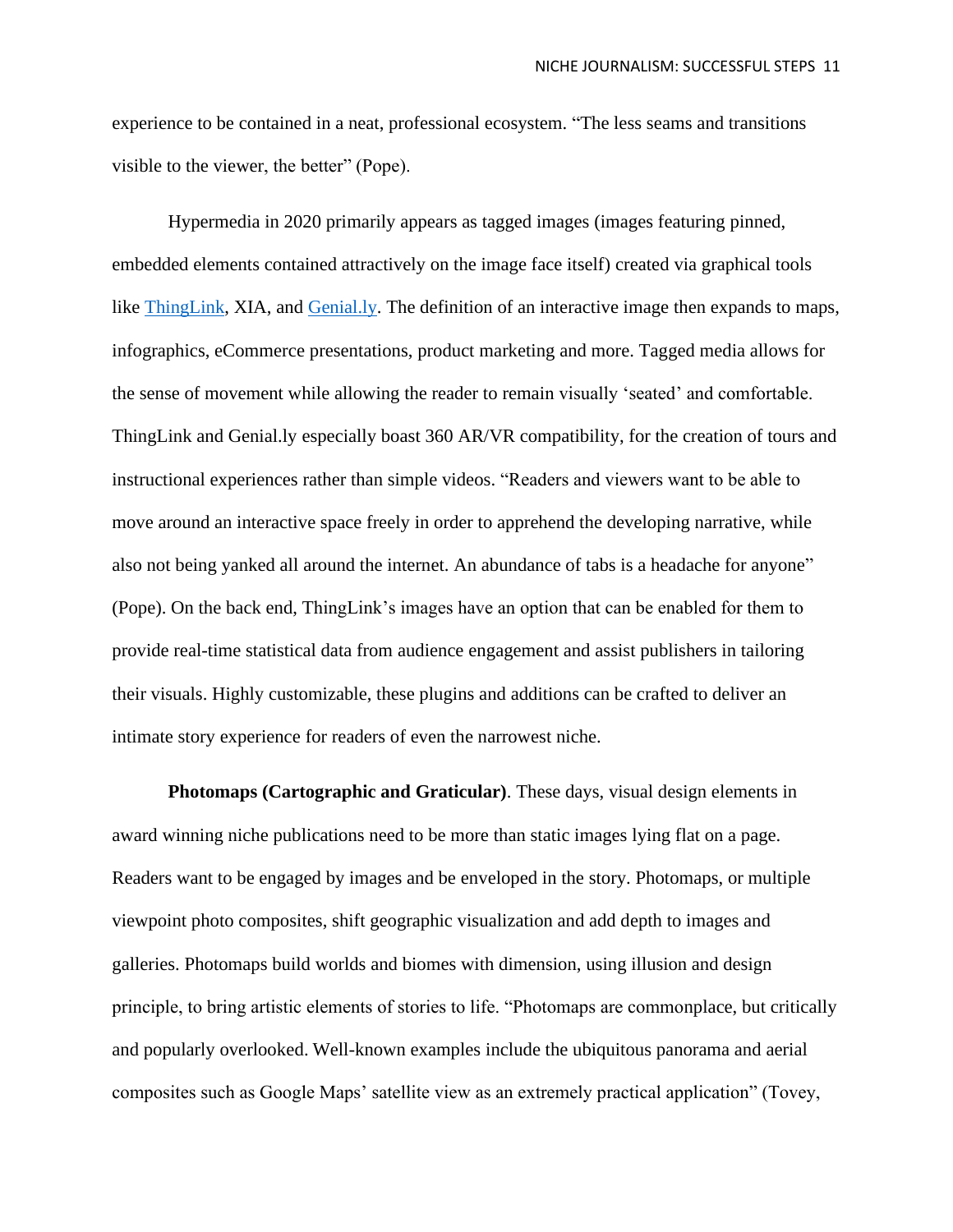experience to be contained in a neat, professional ecosystem. "The less seams and transitions visible to the viewer, the better" (Pope).

Hypermedia in 2020 primarily appears as tagged images (images featuring pinned, embedded elements contained attractively on the image face itself) created via graphical tools like ThingLink, XIA, and Genial.ly. The definition of an interactive image then expands to maps, infographics, eCommerce presentations, product marketing and more. Tagged media allows for the sense of movement while allowing the reader to remain visually 'seated' and comfortable. ThingLink and Genial.ly especially boast 360 AR/VR compatibility, for the creation of tours and instructional experiences rather than simple videos. "Readers and viewers want to be able to move around an interactive space freely in order to apprehend the developing narrative, while also not being yanked all around the internet. An abundance of tabs is a headache for anyone" (Pope). On the back end, ThingLink's images have an option that can be enabled for them to provide real-time statistical data from audience engagement and assist publishers in tailoring their visuals. Highly customizable, these plugins and additions can be crafted to deliver an intimate story experience for readers of even the narrowest niche.

**Photomaps (Cartographic and Graticular)**. These days, visual design elements in award winning niche publications need to be more than static images lying flat on a page. Readers want to be engaged by images and be enveloped in the story. Photomaps, or multiple viewpoint photo composites, shift geographic visualization and add depth to images and galleries. Photomaps build worlds and biomes with dimension, using illusion and design principle, to bring artistic elements of stories to life. "Photomaps are commonplace, but critically and popularly overlooked. Well-known examples include the ubiquitous panorama and aerial composites such as Google Maps' satellite view as an extremely practical application" (Tovey,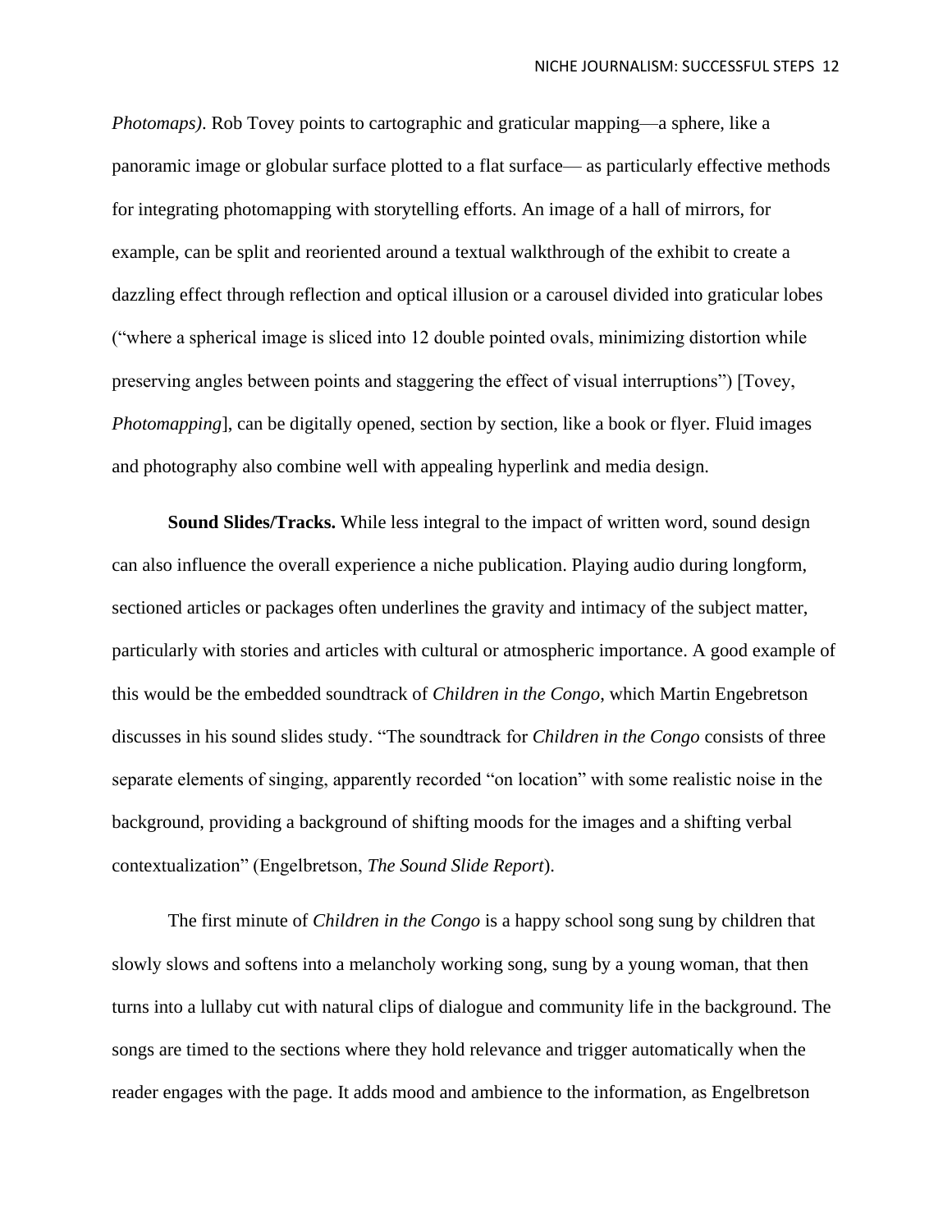*Photomaps)*. Rob Tovey points to cartographic and graticular mapping—a sphere, like a panoramic image or globular surface plotted to a flat surface— as particularly effective methods for integrating photomapping with storytelling efforts. An image of a hall of mirrors, for example, can be split and reoriented around a textual walkthrough of the exhibit to create a dazzling effect through reflection and optical illusion or a carousel divided into graticular lobes ("where a spherical image is sliced into 12 double pointed ovals, minimizing distortion while preserving angles between points and staggering the effect of visual interruptions") [Tovey, *Photomapping*], can be digitally opened, section by section, like a book or flyer. Fluid images and photography also combine well with appealing hyperlink and media design.

**Sound Slides/Tracks.** While less integral to the impact of written word, sound design can also influence the overall experience a niche publication. Playing audio during longform, sectioned articles or packages often underlines the gravity and intimacy of the subject matter, particularly with stories and articles with cultural or atmospheric importance. A good example of this would be the embedded soundtrack of *Children in the Congo*, which Martin Engebretson discusses in his sound slides study. "The soundtrack for *Children in the Congo* consists of three separate elements of singing, apparently recorded "on location" with some realistic noise in the background, providing a background of shifting moods for the images and a shifting verbal contextualization" (Engelbretson, *The Sound Slide Report*).

The first minute of *Children in the Congo* is a happy school song sung by children that slowly slows and softens into a melancholy working song, sung by a young woman, that then turns into a lullaby cut with natural clips of dialogue and community life in the background. The songs are timed to the sections where they hold relevance and trigger automatically when the reader engages with the page. It adds mood and ambience to the information, as Engelbretson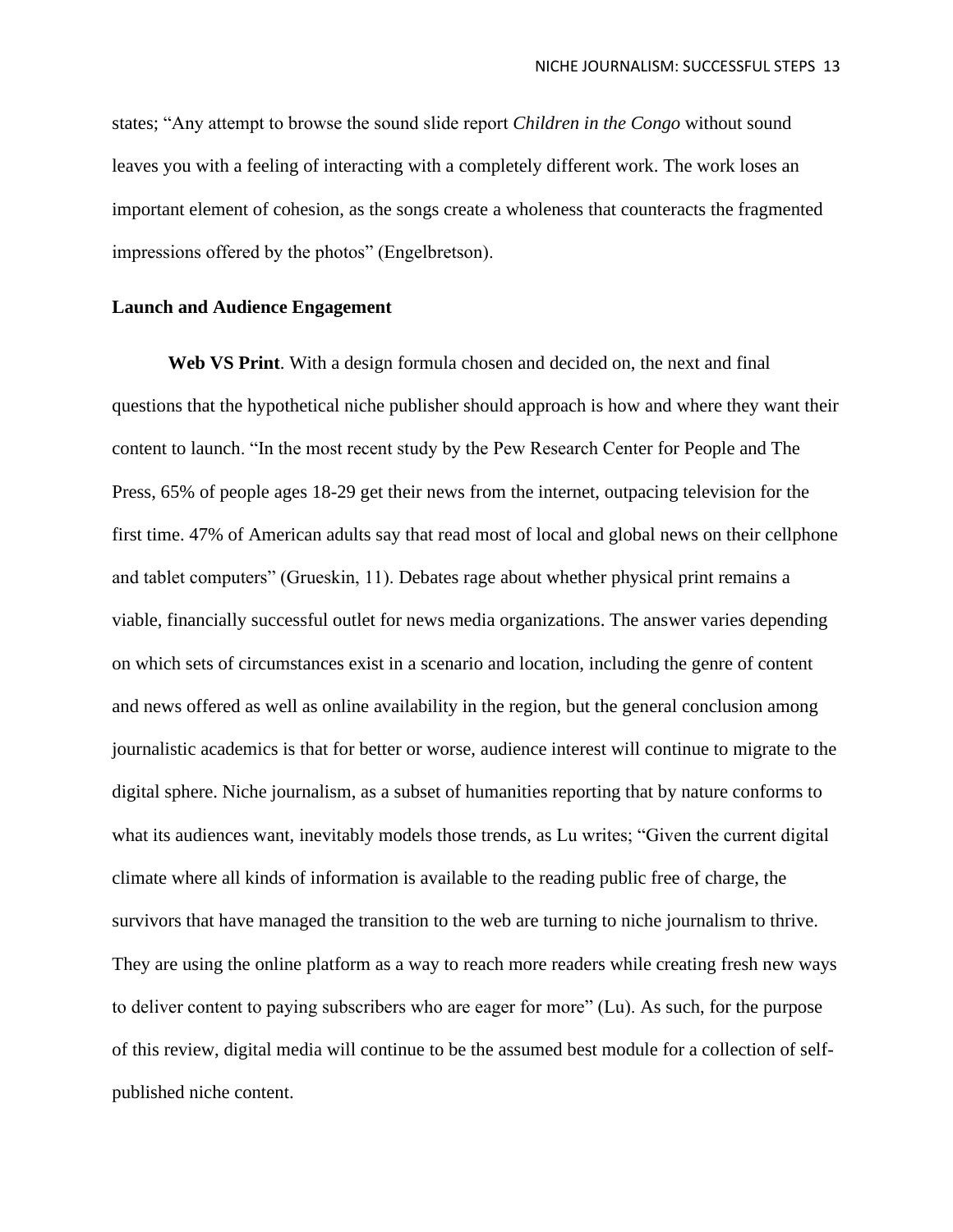states; "Any attempt to browse the sound slide report *Children in the Congo* without sound leaves you with a feeling of interacting with a completely different work. The work loses an important element of cohesion, as the songs create a wholeness that counteracts the fragmented impressions offered by the photos" (Engelbretson).

**Launch and Audience Engagement**

**Web VS Print**. With a design formula chosen and decided on, the next and final questions that the hypothetical niche publisher should approach is how and where they want their content to launch. "In the most recent study by the Pew Research Center for People and The Press, 65% of people ages 18-29 get their news from the internet, outpacing television for the first time. 47% of American adults say that read most of local and global news on their cellphone and tablet computers" (Grueskin, 11). Debates rage about whether physical print remains a viable, financially successful outlet for news media organizations. The answer varies depending on which sets of circumstances exist in a scenario and location, including the genre of content and news offered as well as online availability in the region, but the general conclusion among journalistic academics is that for better or worse, audience interest will continue to migrate to the digital sphere. Niche journalism, as a subset of humanities reporting that by nature conforms to what its audiences want, inevitably models those trends, as Lu writes; "Given the current digital climate where all kinds of information is available to the reading public free of charge, the survivors that have managed the transition to the web are turning to niche journalism to thrive. They are using the online platform as a way to reach more readers while creating fresh new ways to deliver content to paying subscribers who are eager for more" (Lu). As such, for the purpose of this review, digital media will continue to be the assumed best module for a collection of self-published niche content.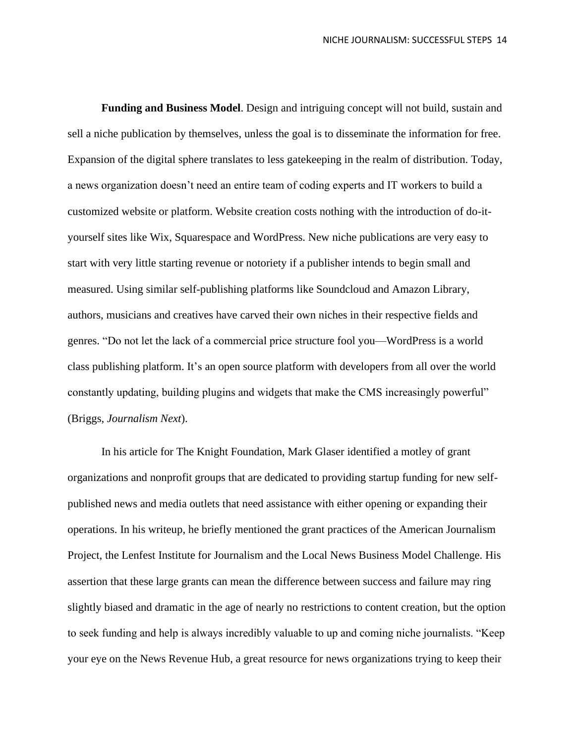**Funding and Business Model**. Design and intriguing concept will not build, sustain and sell a niche publication by themselves, unless the goal is to disseminate the information for free. Expansion of the digital sphere translates to less gatekeeping in the realm of distribution. Today, a news organization doesn't need an entire team of coding experts and IT workers to build a customized website or platform. Website creation costs nothing with the introduction of do-it-yourself sites like Wix, Squarespace and WordPress. New niche publications are very easy to start with very little starting revenue or notoriety if a publisher intends to begin small and measured. Using similar self-publishing platforms like Soundcloud and Amazon Library, authors, musicians and creatives have carved their own niches in their respective fields and genres. "Do not let the lack of a commercial price structure fool you—WordPress is a world class publishing platform. It's an open source platform with developers from all over the world constantly updating, building plugins and widgets that make the CMS increasingly powerful" (Briggs, *Journalism Next*).

In his article for The Knight Foundation, Mark Glaser identified a motley of grant organizations and nonprofit groups that are dedicated to providing startup funding for new self-published news and media outlets that need assistance with either opening or expanding their operations. In his writeup, he briefly mentioned the grant practices of the American Journalism Project, the Lenfest Institute for Journalism and the Local News Business Model Challenge. His assertion that these large grants can mean the difference between success and failure may ring slightly biased and dramatic in the age of nearly no restrictions to content creation, but the option to seek funding and help is always incredibly valuable to up and coming niche journalists. "Keep your eye on the News Revenue Hub, a great resource for news organizations trying to keep their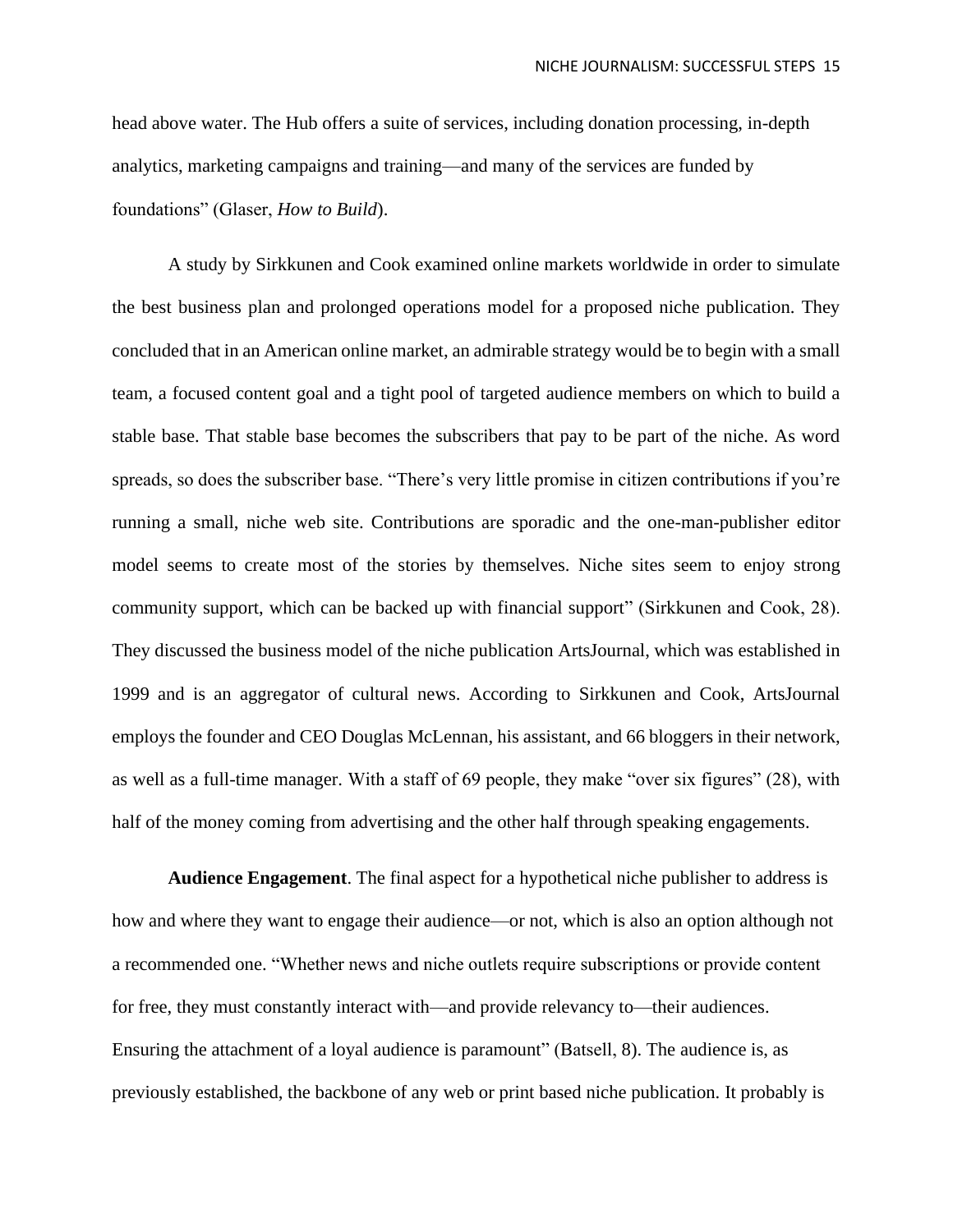head above water. The Hub offers a suite of services, including donation processing, in-depth analytics, marketing campaigns and training—and many of the services are funded by foundations" (Glaser, *How to Build*).

A study by Sirkkunen and Cook examined online markets worldwide in order to simulate the best business plan and prolonged operations model for a proposed niche publication. They concluded that in an American online market, an admirable strategy would be to begin with a small team, a focused content goal and a tight pool of targeted audience members on which to build a stable base. That stable base becomes the subscribers that pay to be part of the niche. As word spreads, so does the subscriber base. "There's very little promise in citizen contributions if you're running a small, niche web site. Contributions are sporadic and the one-man-publisher editor model seems to create most of the stories by themselves. Niche sites seem to enjoy strong community support, which can be backed up with financial support" (Sirkkunen and Cook, 28). They discussed the business model of the niche publication ArtsJournal, which was established in 1999 and is an aggregator of cultural news. According to Sirkkunen and Cook, ArtsJournal employs the founder and CEO Douglas McLennan, his assistant, and 66 bloggers in their network, as well as a full-time manager. With a staff of 69 people, they make "over six figures" (28), with half of the money coming from advertising and the other half through speaking engagements.

**Audience Engagement**. The final aspect for a hypothetical niche publisher to address is how and where they want to engage their audience—or not, which is also an option although not a recommended one. "Whether news and niche outlets require subscriptions or provide content for free, they must constantly interact with—and provide relevancy to—their audiences. Ensuring the attachment of a loyal audience is paramount" (Batsell, 8). The audience is, as previously established, the backbone of any web or print based niche publication. It probably is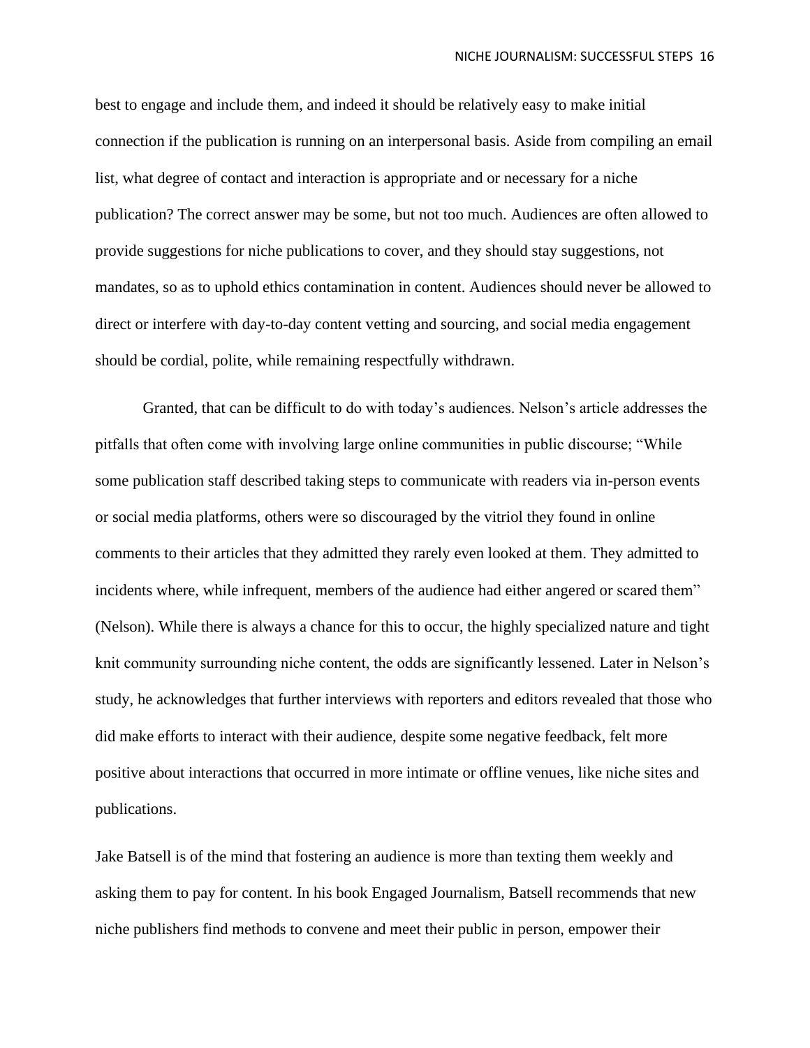best to engage and include them, and indeed it should be relatively easy to make initial connection if the publication is running on an interpersonal basis. Aside from compiling an email list, what degree of contact and interaction is appropriate and or necessary for a niche publication? The correct answer may be some, but not too much. Audiences are often allowed to provide suggestions for niche publications to cover, and they should stay suggestions, not mandates, so as to uphold ethics contamination in content. Audiences should never be allowed to direct or interfere with day-to-day content vetting and sourcing, and social media engagement should be cordial, polite, while remaining respectfully withdrawn.

Granted, that can be difficult to do with today's audiences. Nelson's article addresses the pitfalls that often come with involving large online communities in public discourse; "While some publication staff described taking steps to communicate with readers via in-person events or social media platforms, others were so discouraged by the vitriol they found in online comments to their articles that they admitted they rarely even looked at them. They admitted to incidents where, while infrequent, members of the audience had either angered or scared them" (Nelson). While there is always a chance for this to occur, the highly specialized nature and tight knit community surrounding niche content, the odds are significantly lessened. Later in Nelson's study, he acknowledges that further interviews with reporters and editors revealed that those who did make efforts to interact with their audience, despite some negative feedback, felt more positive about interactions that occurred in more intimate or offline venues, like niche sites and publications.

Jake Batsell is of the mind that fostering an audience is more than texting them weekly and asking them to pay for content. In his book Engaged Journalism, Batsell recommends that new niche publishers find methods to convene and meet their public in person, empower their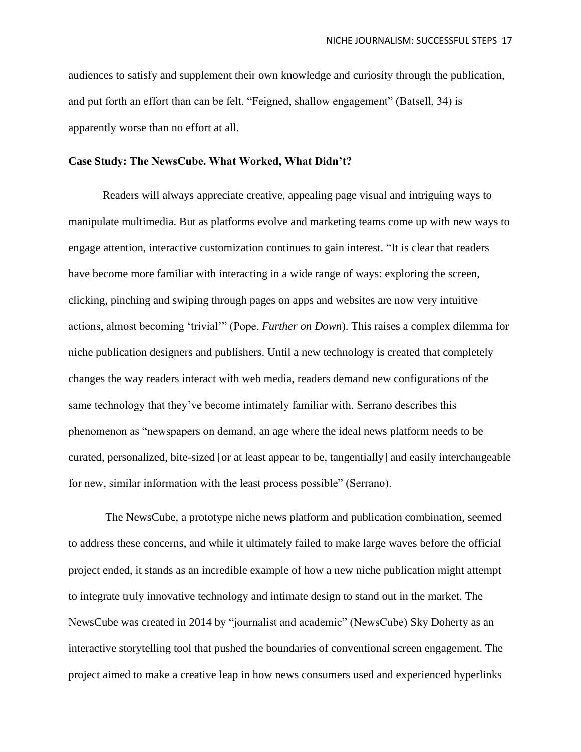audiences to satisfy and supplement their own knowledge and curiosity through the publication, and put forth an effort than can be felt. "Feigned, shallow engagement" (Batsell, 34) is apparently worse than no effort at all.

**Case Study: The NewsCube. What Worked, What Didn't?**

Readers will always appreciate creative, appealing page visual and intriguing ways to manipulate multimedia. But as platforms evolve and marketing teams come up with new ways to engage attention, interactive customization continues to gain interest. "It is clear that readers have become more familiar with interacting in a wide range of ways: exploring the screen, clicking, pinching and swiping through pages on apps and websites are now very intuitive actions, almost becoming 'trivial'" (Pope, *Further on Down*). This raises a complex dilemma for niche publication designers and publishers. Until a new technology is created that completely changes the way readers interact with web media, readers demand new configurations of the same technology that they've become intimately familiar with. Serrano describes this phenomenon as "newspapers on demand, an age where the ideal news platform needs to be curated, personalized, bite-sized [or at least appear to be, tangentially] and easily interchangeable for new, similar information with the least process possible" (Serrano).

The NewsCube, a prototype niche news platform and publication combination, seemed to address these concerns, and while it ultimately failed to make large waves before the official project ended, it stands as an incredible example of how a new niche publication might attempt to integrate truly innovative technology and intimate design to stand out in the market. The NewsCube was created in 2014 by "journalist and academic" (NewsCube) Sky Doherty as an interactive storytelling tool that pushed the boundaries of conventional screen engagement. The project aimed to make a creative leap in how news consumers used and experienced hyperlinks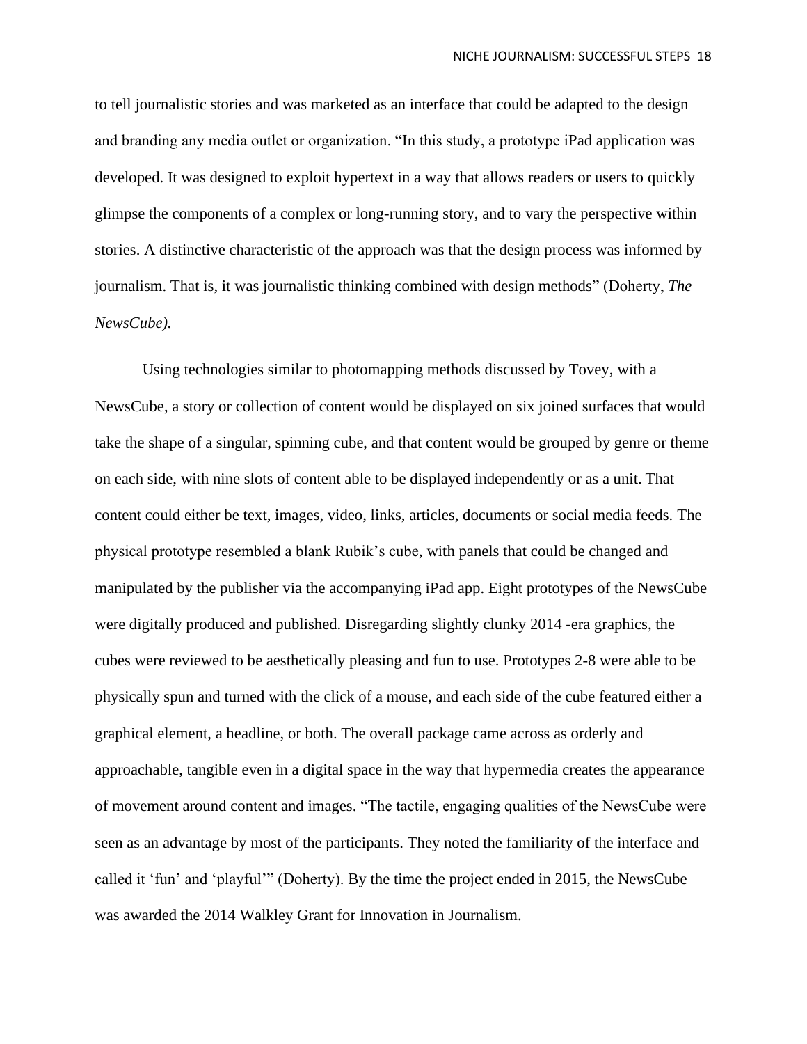to tell journalistic stories and was marketed as an interface that could be adapted to the design and branding any media outlet or organization. "In this study, a prototype iPad application was developed. It was designed to exploit hypertext in a way that allows readers or users to quickly glimpse the components of a complex or long-running story, and to vary the perspective within stories. A distinctive characteristic of the approach was that the design process was informed by journalism. That is, it was journalistic thinking combined with design methods" (Doherty, *The NewsCube).*

Using technologies similar to photomapping methods discussed by Tovey, with a NewsCube, a story or collection of content would be displayed on six joined surfaces that would take the shape of a singular, spinning cube, and that content would be grouped by genre or theme on each side, with nine slots of content able to be displayed independently or as a unit. That content could either be text, images, video, links, articles, documents or social media feeds. The physical prototype resembled a blank Rubik's cube, with panels that could be changed and manipulated by the publisher via the accompanying iPad app. Eight prototypes of the NewsCube were digitally produced and published. Disregarding slightly clunky 2014 -era graphics, the cubes were reviewed to be aesthetically pleasing and fun to use. Prototypes 2-8 were able to be physically spun and turned with the click of a mouse, and each side of the cube featured either a graphical element, a headline, or both. The overall package came across as orderly and approachable, tangible even in a digital space in the way that hypermedia creates the appearance of movement around content and images. "The tactile, engaging qualities of the NewsCube were seen as an advantage by most of the participants. They noted the familiarity of the interface and called it 'fun' and 'playful'" (Doherty). By the time the project ended in 2015, the NewsCube was awarded the 2014 Walkley Grant for Innovation in Journalism.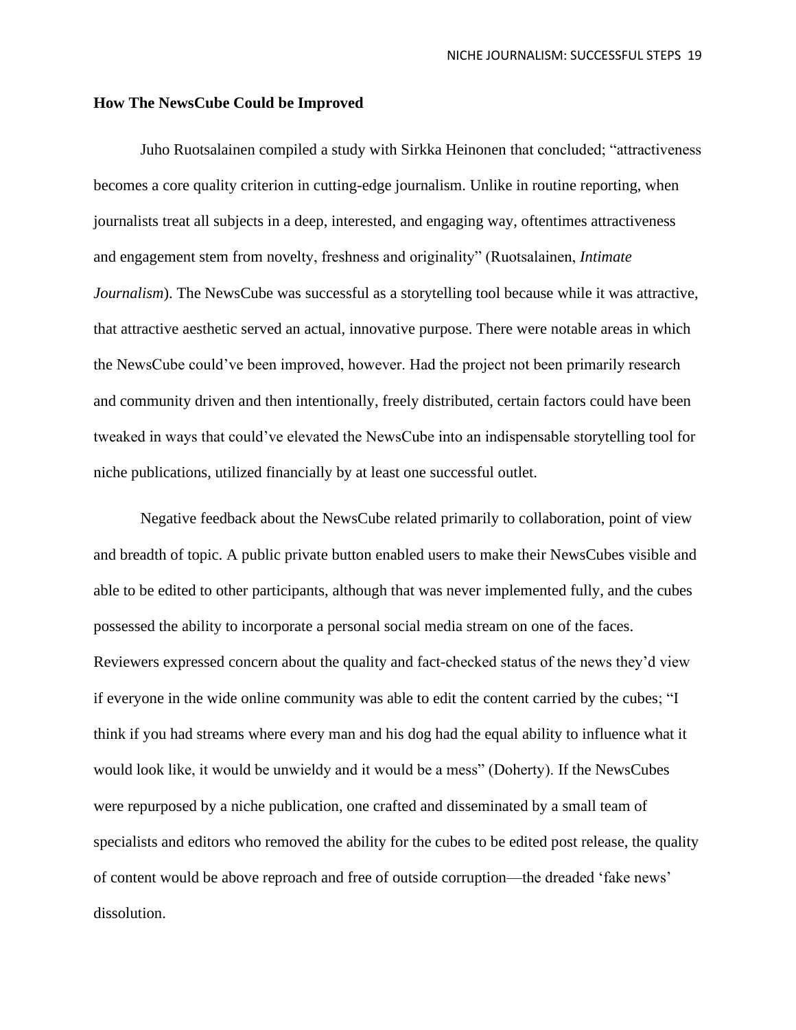**How The NewsCube Could be Improved**

Juho Ruotsalainen compiled a study with Sirkka Heinonen that concluded; "attractiveness becomes a core quality criterion in cutting-edge journalism. Unlike in routine reporting, when journalists treat all subjects in a deep, interested, and engaging way, oftentimes attractiveness and engagement stem from novelty, freshness and originality" (Ruotsalainen, *Intimate Journalism*). The NewsCube was successful as a storytelling tool because while it was attractive, that attractive aesthetic served an actual, innovative purpose. There were notable areas in which the NewsCube could've been improved, however. Had the project not been primarily research and community driven and then intentionally, freely distributed, certain factors could have been tweaked in ways that could've elevated the NewsCube into an indispensable storytelling tool for niche publications, utilized financially by at least one successful outlet.

Negative feedback about the NewsCube related primarily to collaboration, point of view and breadth of topic. A public private button enabled users to make their NewsCubes visible and able to be edited to other participants, although that was never implemented fully, and the cubes possessed the ability to incorporate a personal social media stream on one of the faces. Reviewers expressed concern about the quality and fact-checked status of the news they'd view if everyone in the wide online community was able to edit the content carried by the cubes; "I think if you had streams where every man and his dog had the equal ability to influence what it would look like, it would be unwieldy and it would be a mess" (Doherty). If the NewsCubes were repurposed by a niche publication, one crafted and disseminated by a small team of specialists and editors who removed the ability for the cubes to be edited post release, the quality of content would be above reproach and free of outside corruption—the dreaded 'fake news' dissolution.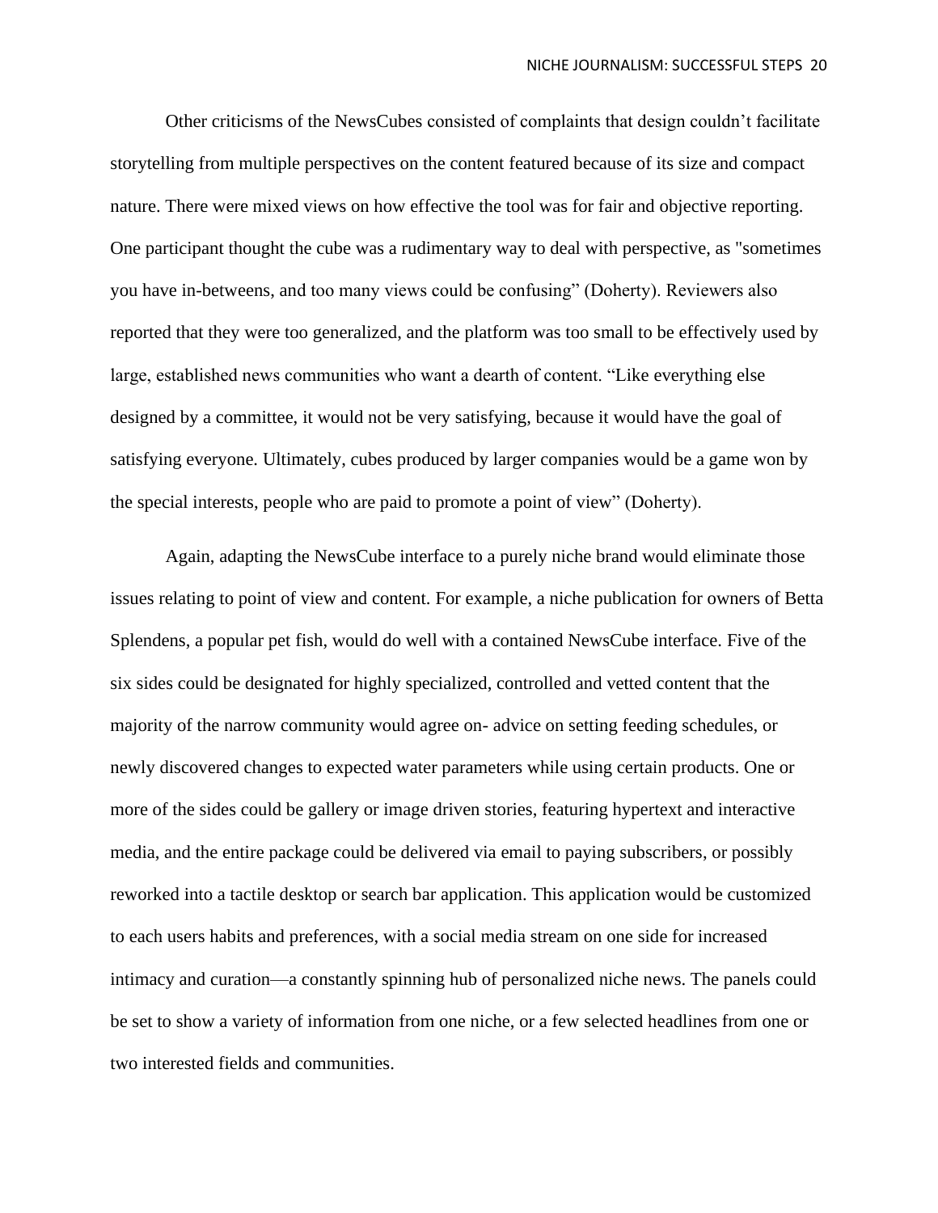Other criticisms of the NewsCubes consisted of complaints that design couldn't facilitate storytelling from multiple perspectives on the content featured because of its size and compact nature. There were mixed views on how effective the tool was for fair and objective reporting. One participant thought the cube was a rudimentary way to deal with perspective, as "sometimes you have in-betweens, and too many views could be confusing" (Doherty). Reviewers also reported that they were too generalized, and the platform was too small to be effectively used by large, established news communities who want a dearth of content. "Like everything else designed by a committee, it would not be very satisfying, because it would have the goal of satisfying everyone. Ultimately, cubes produced by larger companies would be a game won by the special interests, people who are paid to promote a point of view" (Doherty).

Again, adapting the NewsCube interface to a purely niche brand would eliminate those issues relating to point of view and content. For example, a niche publication for owners of Betta Splendens, a popular pet fish, would do well with a contained NewsCube interface. Five of the six sides could be designated for highly specialized, controlled and vetted content that the majority of the narrow community would agree on- advice on setting feeding schedules, or newly discovered changes to expected water parameters while using certain products. One or more of the sides could be gallery or image driven stories, featuring hypertext and interactive media, and the entire package could be delivered via email to paying subscribers, or possibly reworked into a tactile desktop or search bar application. This application would be customized to each users habits and preferences, with a social media stream on one side for increased intimacy and curation—a constantly spinning hub of personalized niche news. The panels could be set to show a variety of information from one niche, or a few selected headlines from one or two interested fields and communities.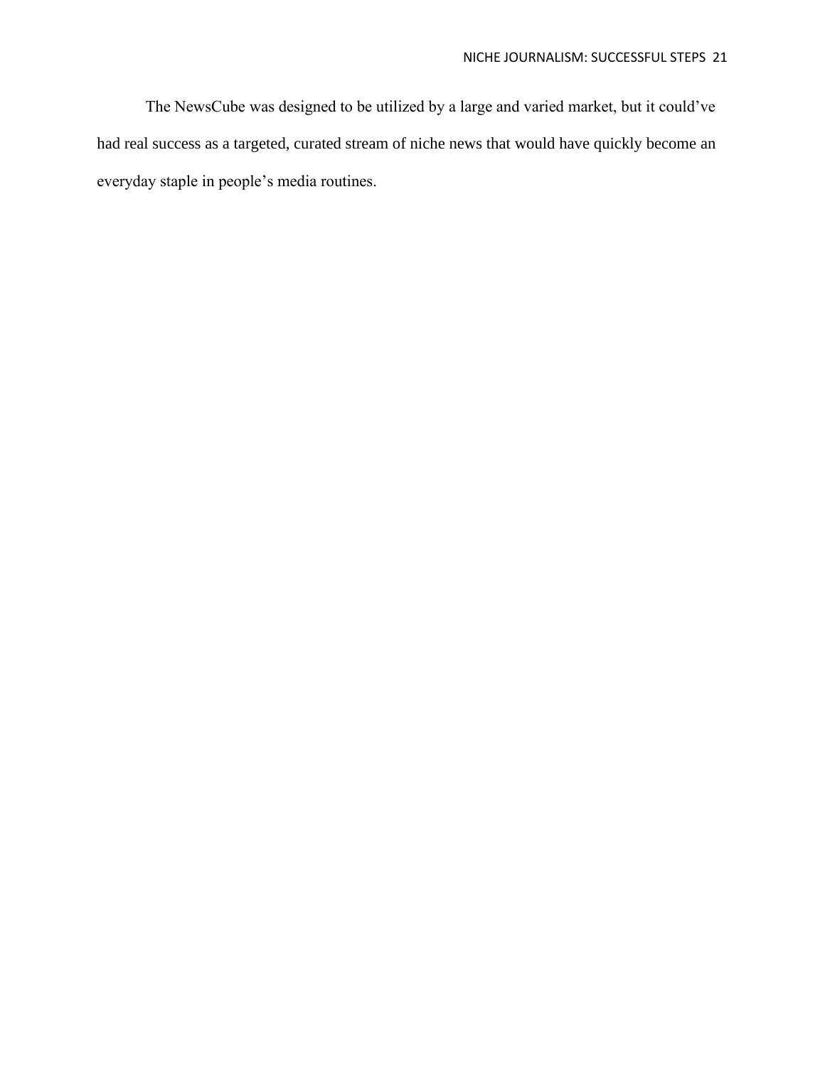The NewsCube was designed to be utilized by a large and varied market, but it could've had real success as a targeted, curated stream of niche news that would have quickly become an everyday staple in people's media routines.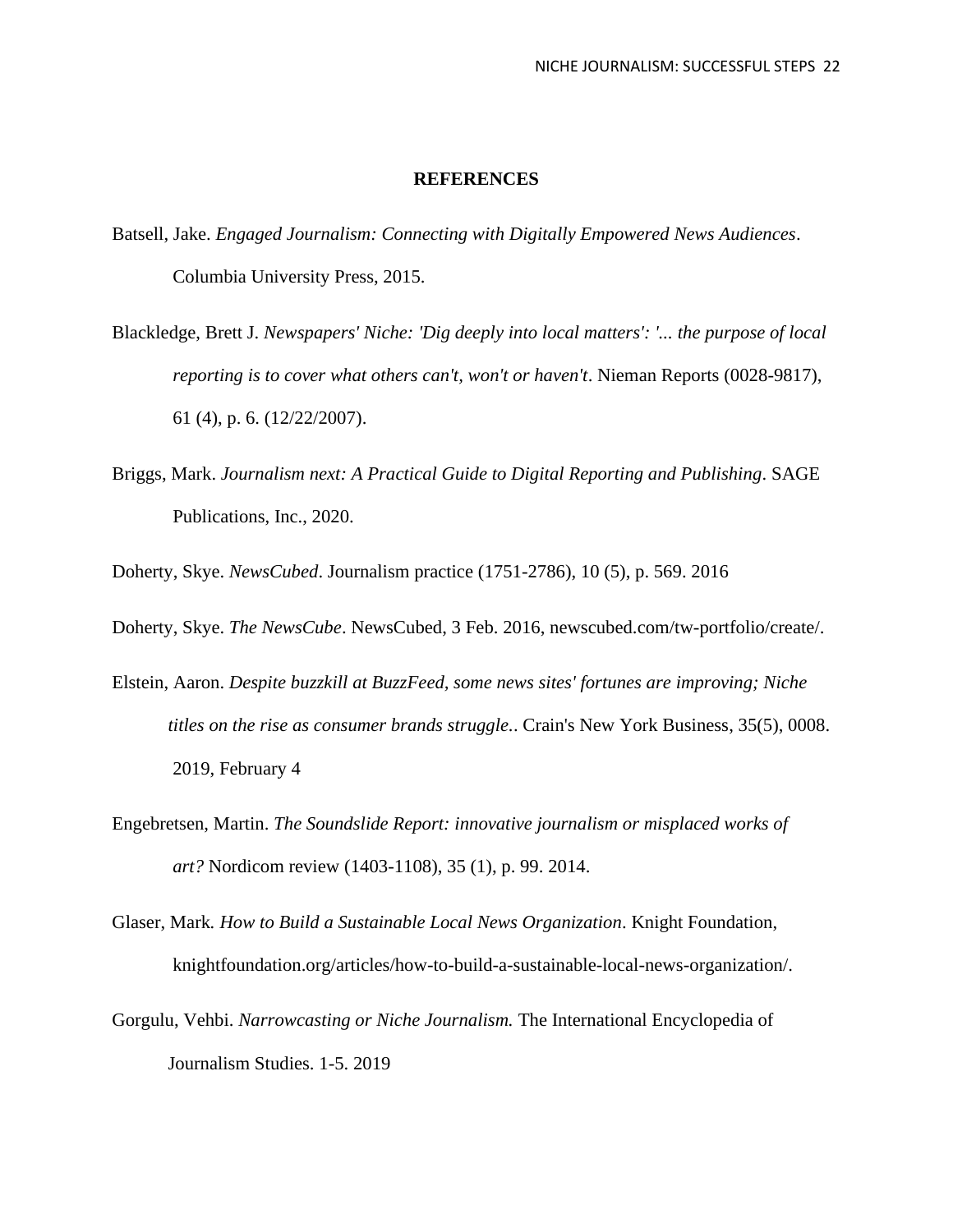## REFERENCES

Batsell, Jake. *Engaged Journalism: Connecting with Digitally Empowered News Audiences*. Columbia University Press, 2015.

Blackledge, Brett J. *Newspapers' Niche: 'Dig deeply into local matters': '... the purpose of local reporting is to cover what others can't, won't or haven't*. Nieman Reports (0028-9817), 61 (4), p. 6. (12/22/2007).

Briggs, Mark. *Journalism next: A Practical Guide to Digital Reporting and Publishing*. SAGE Publications, Inc., 2020.

Doherty, Skye. *NewsCubed*. Journalism practice (1751-2786), 10 (5), p. 569. 2016

Doherty, Skye. *The NewsCube*. NewsCubed, 3 Feb. 2016, newscubed.com/tw-portfolio/create/.

Elstein, Aaron. *Despite buzzkill at BuzzFeed, some news sites' fortunes are improving; Niche titles on the rise as consumer brands struggle.*. Crain's New York Business, 35(5), 0008. 2019, February 4

Engebretsen, Martin. *The Soundslide Report: innovative journalism or misplaced works of art?* Nordicom review (1403-1108), 35 (1), p. 99. 2014.

Glaser, Mark*. How to Build a Sustainable Local News Organization*. Knight Foundation, knightfoundation.org/articles/how-to-build-a-sustainable-local-news-organization/.

Gorgulu, Vehbi. *Narrowcasting or Niche Journalism.* The International Encyclopedia of Journalism Studies. 1-5. 2019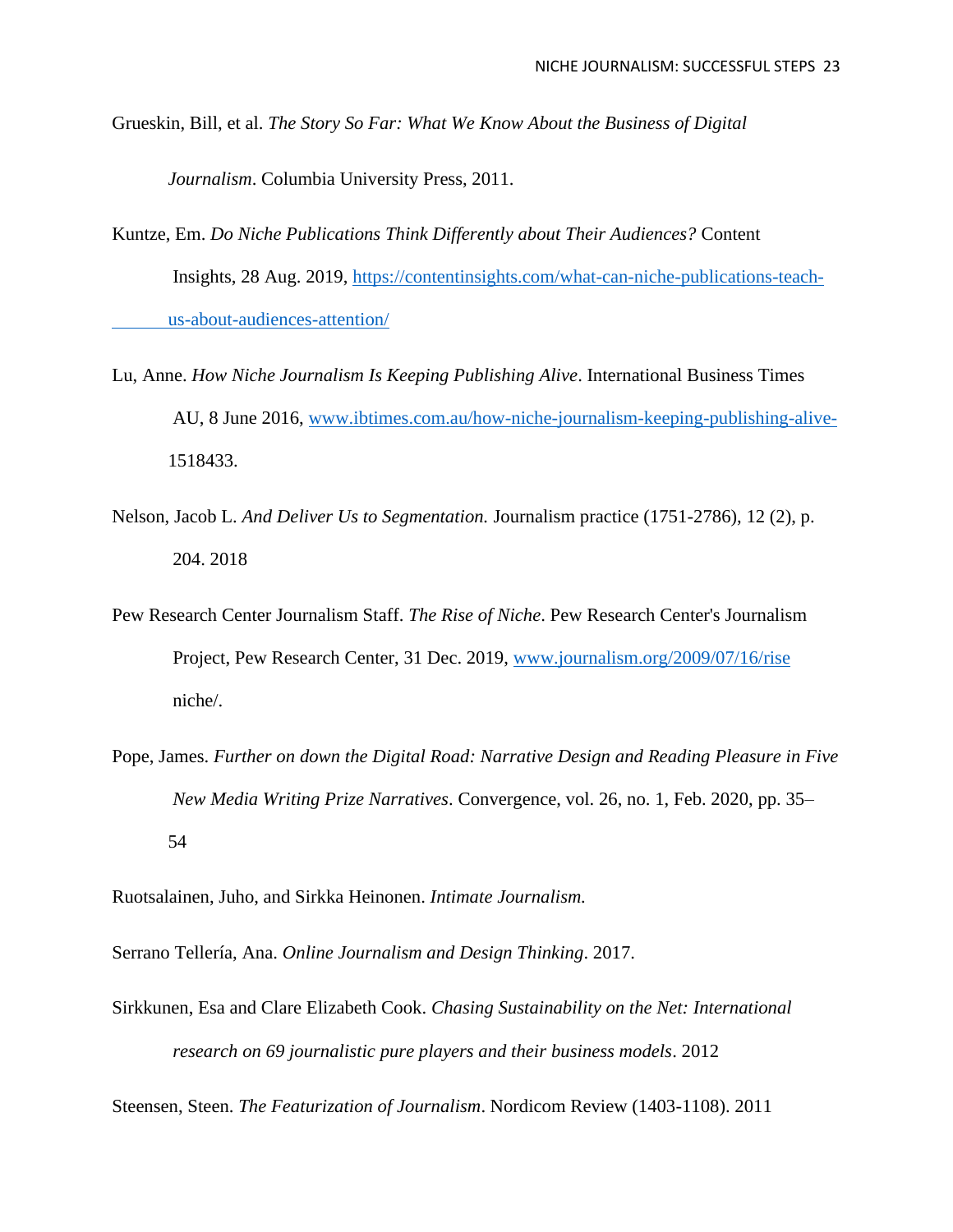Grueskin, Bill, et al. *The Story So Far: What We Know About the Business of Digital Journalism*. Columbia University Press, 2011.

Kuntze, Em. *Do Niche Publications Think Differently about Their Audiences?* Content Insights, 28 Aug. 2019, https://contentinsights.com/what-can-niche-publications-teach-us-about-audiences-attention/

Lu, Anne. *How Niche Journalism Is Keeping Publishing Alive*. International Business Times AU, 8 June 2016, www.ibtimes.com.au/how-niche-journalism-keeping-publishing-alive-1518433.

Nelson, Jacob L. *And Deliver Us to Segmentation.* Journalism practice (1751-2786), 12 (2), p. 204. 2018

Pew Research Center Journalism Staff. *The Rise of Niche*. Pew Research Center's Journalism Project, Pew Research Center, 31 Dec. 2019, www.journalism.org/2009/07/16/rise niche/.

Pope, James. *Further on down the Digital Road: Narrative Design and Reading Pleasure in Five New Media Writing Prize Narratives*. Convergence, vol. 26, no. 1, Feb. 2020, pp. 35–54

Ruotsalainen, Juho, and Sirkka Heinonen. *Intimate Journalism.*

Serrano Tellería, Ana. *Online Journalism and Design Thinking*. 2017.

Sirkkunen, Esa and Clare Elizabeth Cook. *Chasing Sustainability on the Net: International research on 69 journalistic pure players and their business models*. 2012

Steensen, Steen. *The Featurization of Journalism*. Nordicom Review (1403-1108). 2011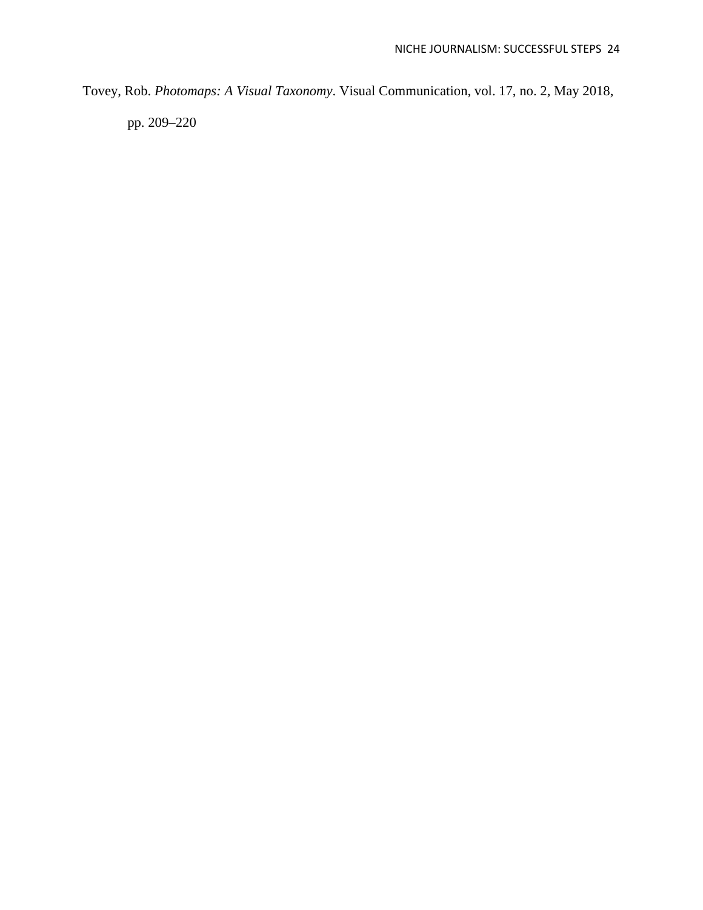Tovey, Rob. *Photomaps: A Visual Taxonomy*. Visual Communication, vol. 17, no. 2, May 2018, pp. 209–220